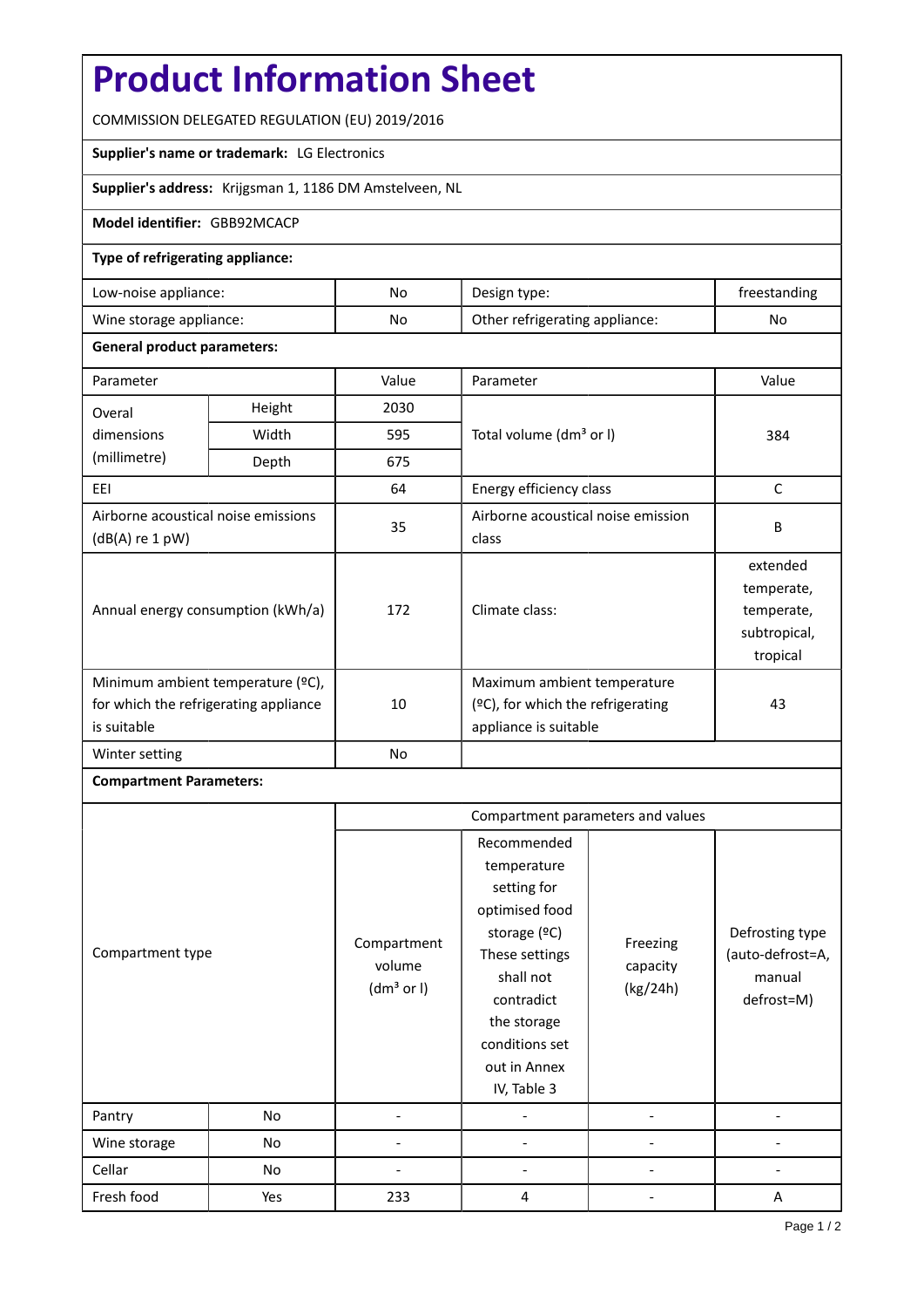# Product Information Sheet

COMMISSION DELEGATED REGULATION (EU) 2019/2016

**Supplier's name or trademark:** LG Electronics

**Supplier's address:** Krijgsman 1, 1186 DM Amstelveen, NL

**Model identifier:** GBB92MCACP

**Type of refrigerating appliance:**

| | | | |
|---|---|---|---|
| Low-noise appliance: | No | Design type: | freestanding |
| Wine storage appliance: | No | Other refrigerating appliance: | No |

**General product parameters:**

| Parameter | | Value | Parameter | Value |
|---|---|---|---|---|
| Overal dimensions (millimetre) | Height | 2030 | Total volume (dm³ or l) | 384 |
| | Width | 595 | | |
| | Depth | 675 | | |
| EEI | | 64 | Energy efficiency class | C |
| Airborne acoustical noise emissions (dB(A) re 1 pW) | | 35 | Airborne acoustical noise emission class | B |
| Annual energy consumption (kWh/a) | | 172 | Climate class: | extended temperate, temperate, subtropical, tropical |
| Minimum ambient temperature (ºC), for which the refrigerating appliance is suitable | | 10 | Maximum ambient temperature (ºC), for which the refrigerating appliance is suitable | 43 |
| Winter setting | | No | | |

**Compartment Parameters:**

| Compartment type | | Compartment parameters and values | | | |
|---|---|---|---|---|---|
| | | Compartment volume (dm³ or l) | Recommended temperature setting for optimised food storage (ºC) These settings shall not contradict the storage conditions set out in Annex IV, Table 3 | Freezing capacity (kg/24h) | Defrosting type (auto-defrost=A, manual defrost=M) |
| Pantry | No | - | - | - | - |
| Wine storage | No | - | - | - | - |
| Cellar | No | - | - | - | - |
| Fresh food | Yes | 233 | 4 | - | A |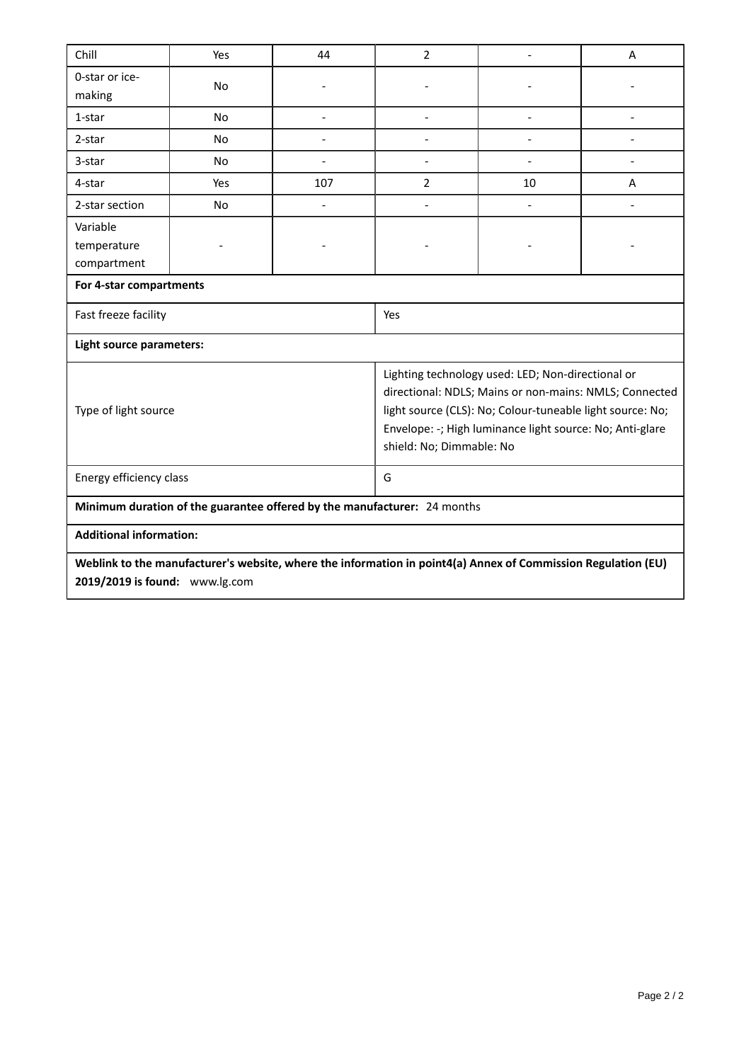| | | | | | |
|---|---|---|---|---|---|
| Chill | Yes | 44 | 2 | - | A |
| 0-star or ice-making | No | - | - | - | - |
| 1-star | No | - | - | - | - |
| 2-star | No | - | - | - | - |
| 3-star | No | - | - | - | - |
| 4-star | Yes | 107 | 2 | 10 | A |
| 2-star section | No | - | - | - | - |
| Variable temperature compartment | - | - | - | - | - |

| | |
|---|---|
| **For 4-star compartments** | |
| Fast freeze facility | Yes |
| **Light source parameters:** | |
| Type of light source | Lighting technology used: LED; Non-directional or directional: NDLS; Mains or non-mains: NMLS; Connected light source (CLS): No; Colour-tuneable light source: No; Envelope: -; High luminance light source: No; Anti-glare shield: No; Dimmable: No |
| Energy efficiency class | G |

**Minimum duration of the guarantee offered by the manufacturer:** 24 months

**Additional information:**

**Weblink to the manufacturer's website, where the information in point4(a) Annex of Commission Regulation (EU) 2019/2019 is found:** www.lg.com